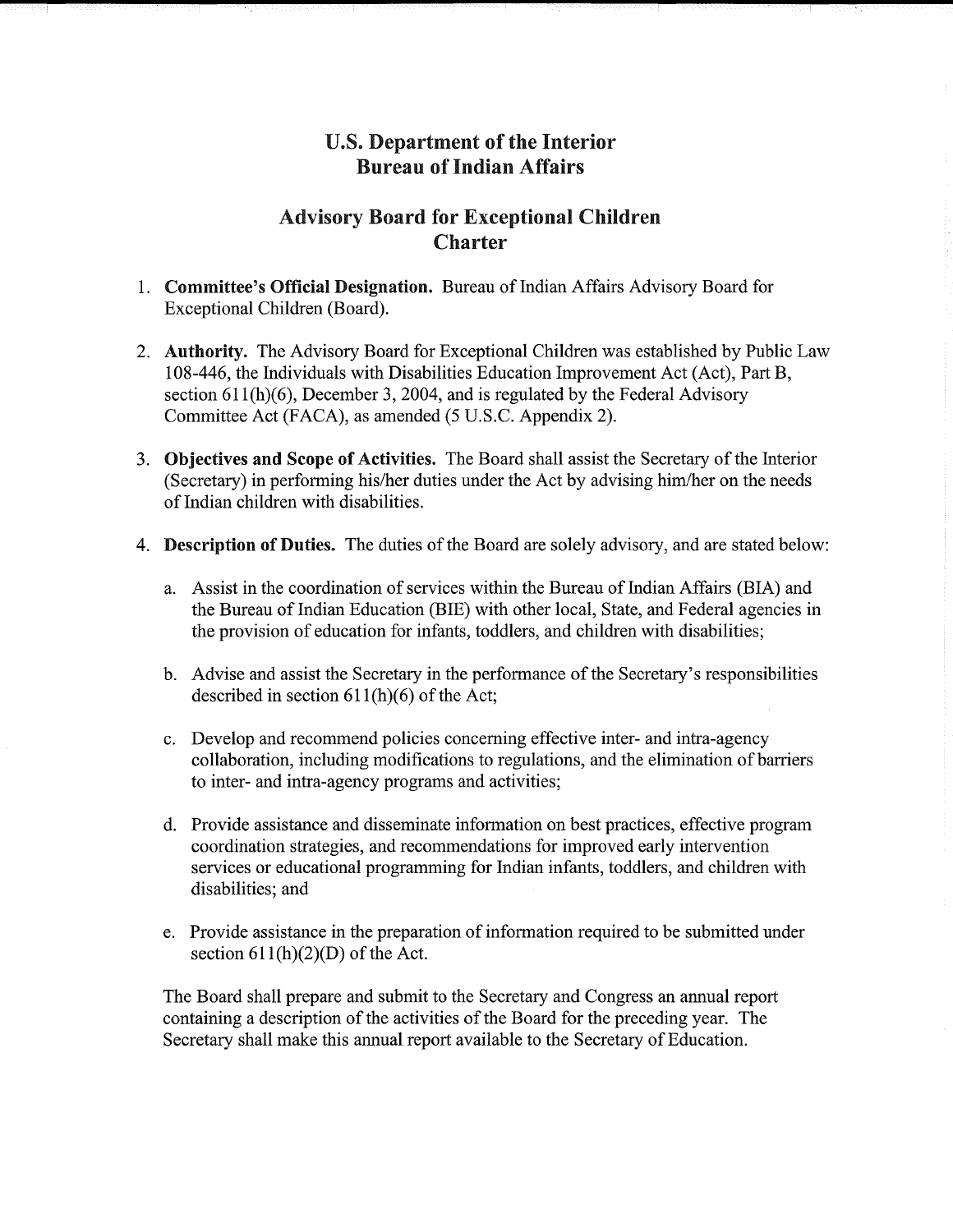# U.S. Department of the Interior
# Bureau of Indian Affairs

## Advisory Board for Exceptional Children Charter

1. **Committee's Official Designation.** Bureau of Indian Affairs Advisory Board for Exceptional Children (Board).

2. **Authority.** The Advisory Board for Exceptional Children was established by Public Law 108-446, the Individuals with Disabilities Education Improvement Act (Act), Part B, section 611(h)(6), December 3, 2004, and is regulated by the Federal Advisory Committee Act (FACA), as amended (5 U.S.C. Appendix 2).

3. **Objectives and Scope of Activities.** The Board shall assist the Secretary of the Interior (Secretary) in performing his/her duties under the Act by advising him/her on the needs of Indian children with disabilities.

4. **Description of Duties.** The duties of the Board are solely advisory, and are stated below:

   a. Assist in the coordination of services within the Bureau of Indian Affairs (BIA) and the Bureau of Indian Education (BIE) with other local, State, and Federal agencies in the provision of education for infants, toddlers, and children with disabilities;

   b. Advise and assist the Secretary in the performance of the Secretary's responsibilities described in section 611(h)(6) of the Act;

   c. Develop and recommend policies concerning effective inter- and intra-agency collaboration, including modifications to regulations, and the elimination of barriers to inter- and intra-agency programs and activities;

   d. Provide assistance and disseminate information on best practices, effective program coordination strategies, and recommendations for improved early intervention services or educational programming for Indian infants, toddlers, and children with disabilities; and

   e. Provide assistance in the preparation of information required to be submitted under section 611(h)(2)(D) of the Act.

   The Board shall prepare and submit to the Secretary and Congress an annual report containing a description of the activities of the Board for the preceding year. The Secretary shall make this annual report available to the Secretary of Education.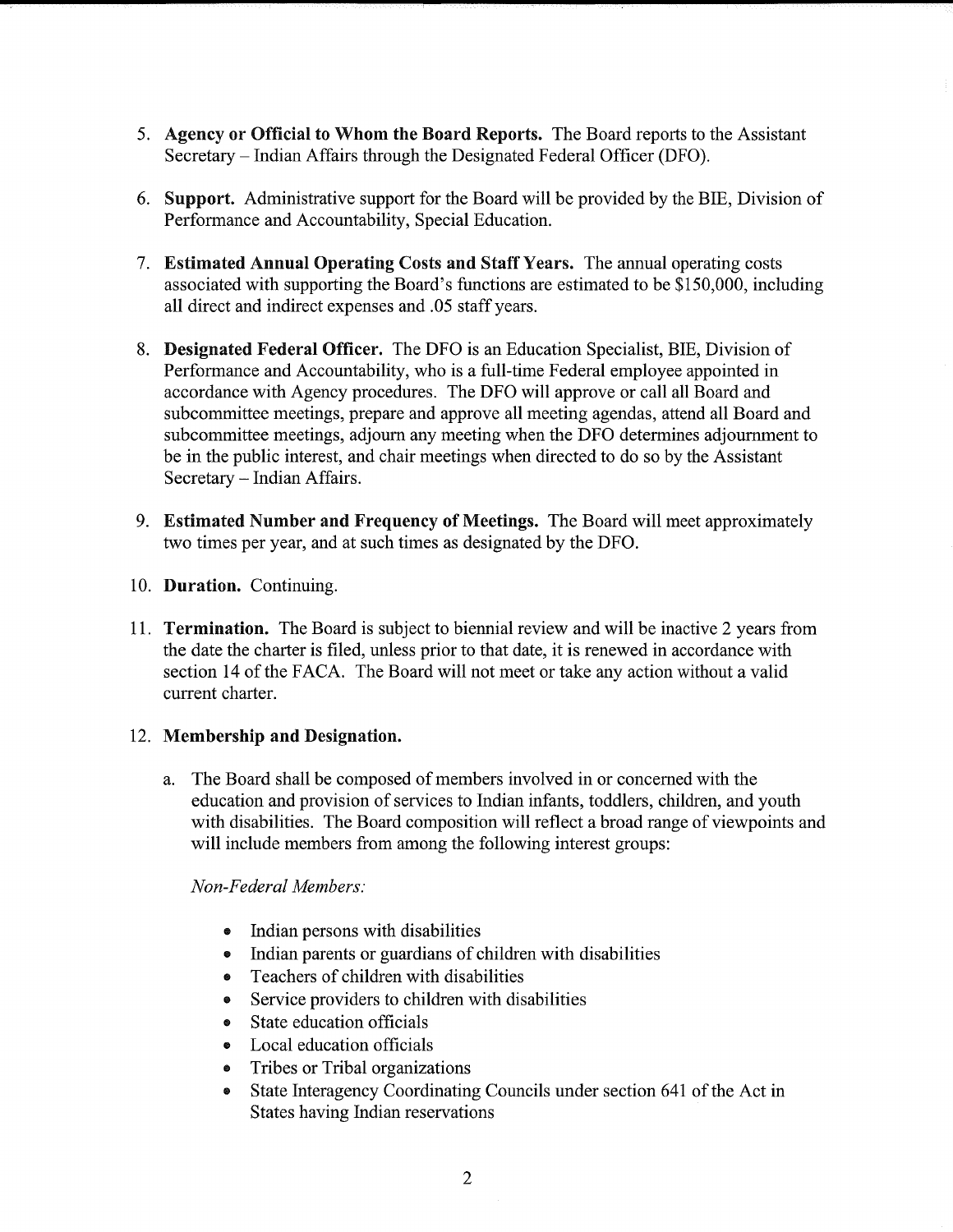5. **Agency or Official to Whom the Board Reports.** The Board reports to the Assistant Secretary – Indian Affairs through the Designated Federal Officer (DFO).

6. **Support.** Administrative support for the Board will be provided by the BIE, Division of Performance and Accountability, Special Education.

7. **Estimated Annual Operating Costs and Staff Years.** The annual operating costs associated with supporting the Board's functions are estimated to be $150,000, including all direct and indirect expenses and .05 staff years.

8. **Designated Federal Officer.** The DFO is an Education Specialist, BIE, Division of Performance and Accountability, who is a full-time Federal employee appointed in accordance with Agency procedures. The DFO will approve or call all Board and subcommittee meetings, prepare and approve all meeting agendas, attend all Board and subcommittee meetings, adjourn any meeting when the DFO determines adjournment to be in the public interest, and chair meetings when directed to do so by the Assistant Secretary – Indian Affairs.

9. **Estimated Number and Frequency of Meetings.** The Board will meet approximately two times per year, and at such times as designated by the DFO.

10. **Duration.** Continuing.

11. **Termination.** The Board is subject to biennial review and will be inactive 2 years from the date the charter is filed, unless prior to that date, it is renewed in accordance with section 14 of the FACA. The Board will not meet or take any action without a valid current charter.

12. **Membership and Designation.**

    a. The Board shall be composed of members involved in or concerned with the education and provision of services to Indian infants, toddlers, children, and youth with disabilities. The Board composition will reflect a broad range of viewpoints and will include members from among the following interest groups:

    *Non-Federal Members:*

    - Indian persons with disabilities
    - Indian parents or guardians of children with disabilities
    - Teachers of children with disabilities
    - Service providers to children with disabilities
    - State education officials
    - Local education officials
    - Tribes or Tribal organizations
    - State Interagency Coordinating Councils under section 641 of the Act in States having Indian reservations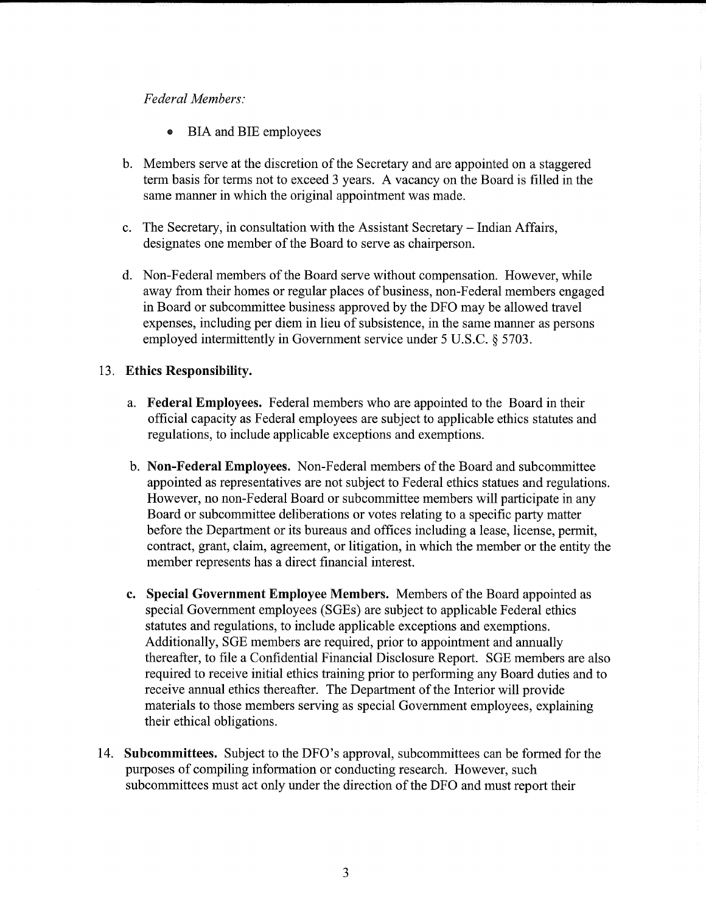*Federal Members:*

- BIA and BIE employees

b. Members serve at the discretion of the Secretary and are appointed on a staggered term basis for terms not to exceed 3 years. A vacancy on the Board is filled in the same manner in which the original appointment was made.

c. The Secretary, in consultation with the Assistant Secretary – Indian Affairs, designates one member of the Board to serve as chairperson.

d. Non-Federal members of the Board serve without compensation. However, while away from their homes or regular places of business, non-Federal members engaged in Board or subcommittee business approved by the DFO may be allowed travel expenses, including per diem in lieu of subsistence, in the same manner as persons employed intermittently in Government service under 5 U.S.C. § 5703.

13. **Ethics Responsibility.**

a. **Federal Employees.** Federal members who are appointed to the Board in their official capacity as Federal employees are subject to applicable ethics statutes and regulations, to include applicable exceptions and exemptions.

b. **Non-Federal Employees.** Non-Federal members of the Board and subcommittee appointed as representatives are not subject to Federal ethics statues and regulations. However, no non-Federal Board or subcommittee members will participate in any Board or subcommittee deliberations or votes relating to a specific party matter before the Department or its bureaus and offices including a lease, license, permit, contract, grant, claim, agreement, or litigation, in which the member or the entity the member represents has a direct financial interest.

c. **Special Government Employee Members.** Members of the Board appointed as special Government employees (SGEs) are subject to applicable Federal ethics statutes and regulations, to include applicable exceptions and exemptions. Additionally, SGE members are required, prior to appointment and annually thereafter, to file a Confidential Financial Disclosure Report. SGE members are also required to receive initial ethics training prior to performing any Board duties and to receive annual ethics thereafter. The Department of the Interior will provide materials to those members serving as special Government employees, explaining their ethical obligations.

14. **Subcommittees.** Subject to the DFO's approval, subcommittees can be formed for the purposes of compiling information or conducting research. However, such subcommittees must act only under the direction of the DFO and must report their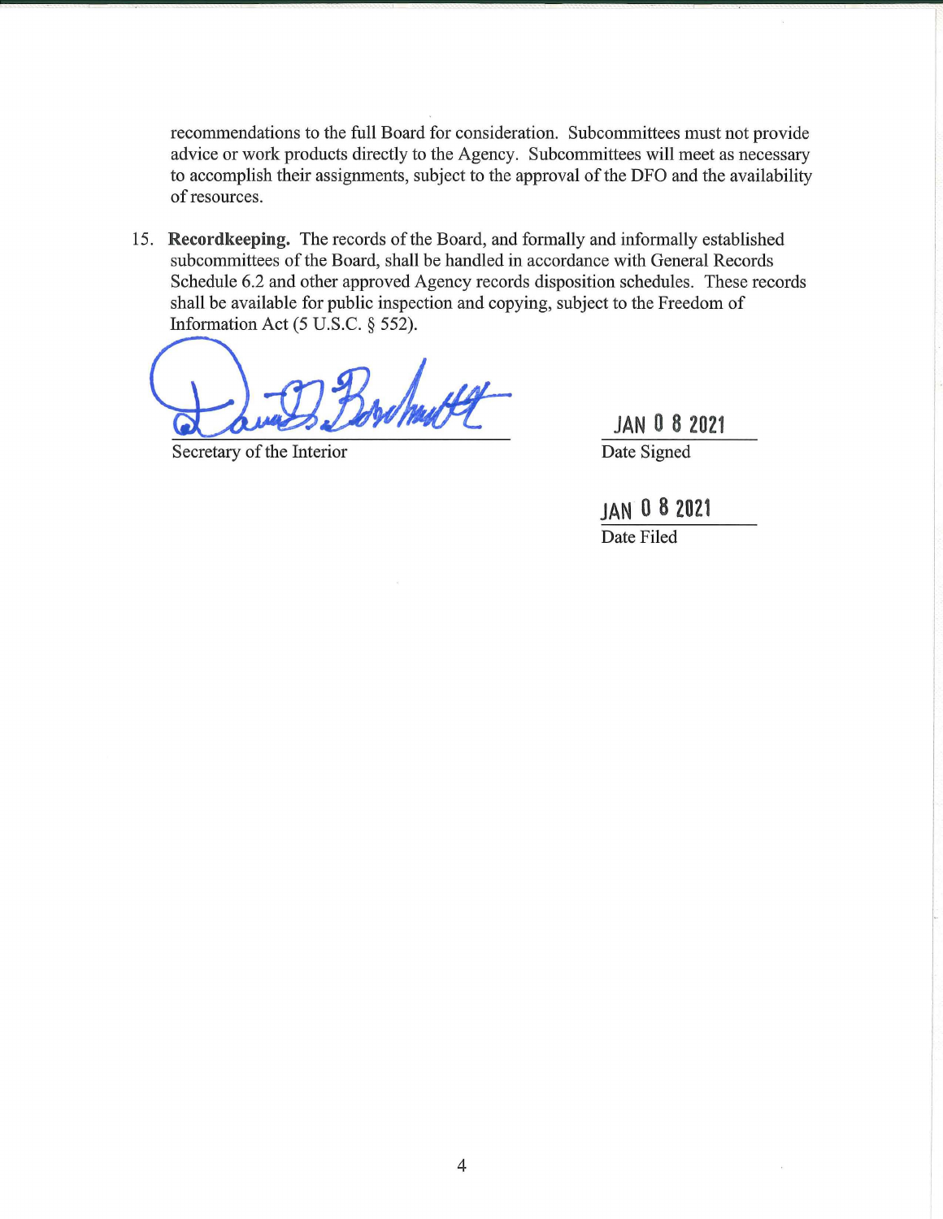recommendations to the full Board for consideration. Subcommittees must not provide advice or work products directly to the Agency. Subcommittees will meet as necessary to accomplish their assignments, subject to the approval of the DFO and the availability of resources.

15. **Recordkeeping.** The records of the Board, and formally and informally established subcommittees of the Board, shall be handled in accordance with General Records Schedule 6.2 and other approved Agency records disposition schedules. These records shall be available for public inspection and copying, subject to the Freedom of Information Act (5 U.S.C. § 552).

Secretary of the Interior

JAN 08 2021
Date Signed

JAN 08 2021
Date Filed